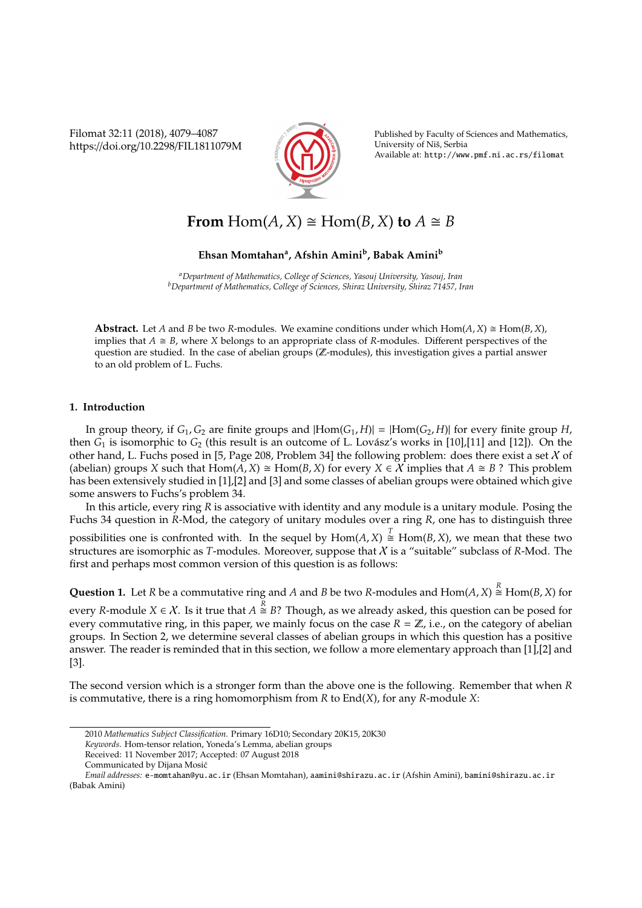# From $\mathrm{Hom}(A, X) \cong \mathrm{Hom}(B, X)$ to $A \cong B$

**Ehsan Momtahan[a], Afshin Amini[b], Babak Amini[b]**

[a]*Department of Mathematics, College of Sciences, Yasouj University, Yasouj, Iran*
[b]*Department of Mathematics, College of Sciences, Shiraz University, Shiraz 71457, Iran*

**Abstract.** Let $A$ and $B$ be two $R$-modules. We examine conditions under which $\mathrm{Hom}(A, X) \cong \mathrm{Hom}(B, X)$, implies that $A \cong B$, where $X$ belongs to an appropriate class of $R$-modules. Different perspectives of the question are studied. In the case of abelian groups ($\mathbb{Z}$-modules), this investigation gives a partial answer to an old problem of L. Fuchs.

## 1. Introduction

In group theory, if $G_1, G_2$ are finite groups and $|\mathrm{Hom}(G_1, H)| = |\mathrm{Hom}(G_2, H)|$ for every finite group $H$, then $G_1$ is isomorphic to $G_2$ (this result is an outcome of L. Lovász's works in [10],[11] and [12]). On the other hand, L. Fuchs posed in [5, Page 208, Problem 34] the following problem: does there exist a set $\mathcal{X}$ of (abelian) groups $X$ such that $\mathrm{Hom}(A, X) \cong \mathrm{Hom}(B, X)$ for every $X \in \mathcal{X}$ implies that $A \cong B$ ? This problem has been extensively studied in [1],[2] and [3] and some classes of abelian groups were obtained which give some answers to Fuchs's problem 34.

In this article, every ring $R$ is associative with identity and any module is a unitary module. Posing the Fuchs 34 question in $R$-Mod, the category of unitary modules over a ring $R$, one has to distinguish three possibilities one is confronted with. In the sequel by $\mathrm{Hom}(A, X) \overset{T}{\cong} \mathrm{Hom}(B, X)$, we mean that these two structures are isomorphic as $T$-modules. Moreover, suppose that $\mathcal{X}$ is a "suitable" subclass of $R$-Mod. The first and perhaps most common version of this question is as follows:

**Question 1.** Let $R$ be a commutative ring and $A$ and $B$ be two $R$-modules and $\mathrm{Hom}(A, X) \overset{R}{\cong} \mathrm{Hom}(B, X)$ for every $R$-module $X \in \mathcal{X}$. Is it true that $A \overset{R}{\cong} B$? Though, as we already asked, this question can be posed for every commutative ring, in this paper, we mainly focus on the case $R = \mathbb{Z}$, i.e., on the category of abelian groups. In Section 2, we determine several classes of abelian groups in which this question has a positive answer. The reader is reminded that in this section, we follow a more elementary approach than [1],[2] and [3].

The second version which is a stronger form than the above one is the following. Remember that when $R$ is commutative, there is a ring homomorphism from $R$ to $\mathrm{End}(X)$, for any $R$-module $X$:

2010 *Mathematics Subject Classification*. Primary 16D10; Secondary 20K15, 20K30

*Keywords*. Hom-tensor relation, Yoneda's Lemma, abelian groups

Received: 11 November 2017; Accepted: 07 August 2018

Communicated by Dijana Mosić

*Email addresses:* e-momtahan@yu.ac.ir (Ehsan Momtahan), aamini@shirazu.ac.ir (Afshin Amini), bamini@shirazu.ac.ir (Babak Amini)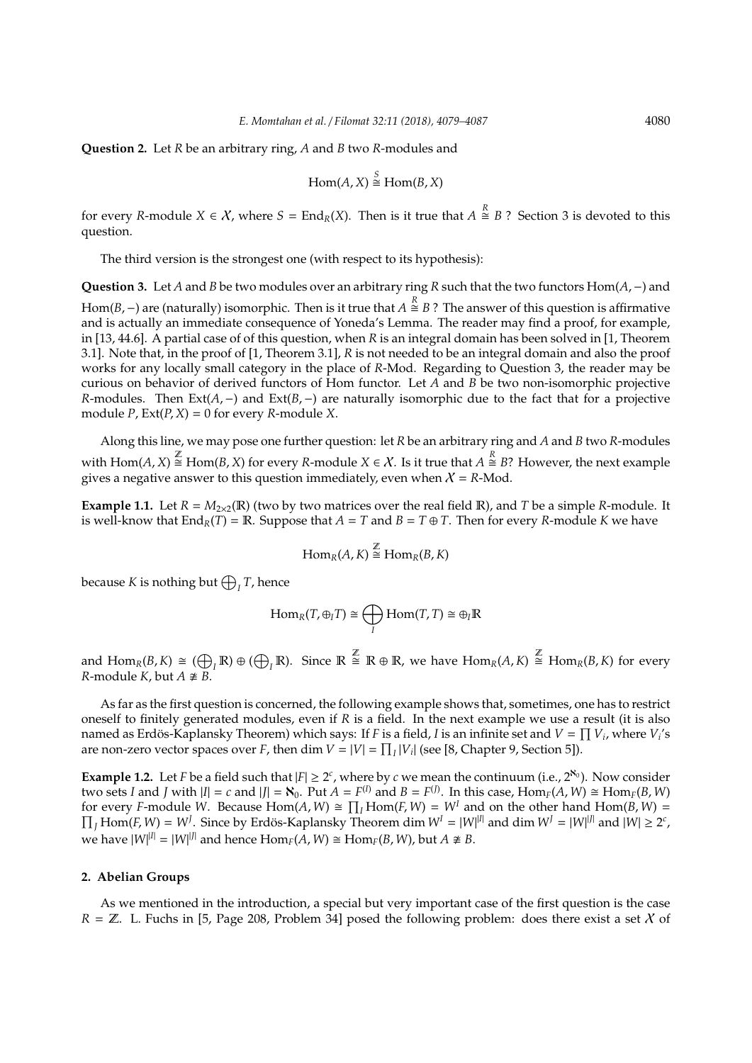**Question 2.** Let $R$ be an arbitrary ring, $A$ and $B$ two $R$-modules and

$$\mathrm{Hom}(A, X) \overset{S}{\cong} \mathrm{Hom}(B, X)$$

for every $R$-module $X \in \mathcal{X}$, where $S = \mathrm{End}_R(X)$. Then is it true that $A \overset{R}{\cong} B$ ? Section 3 is devoted to this question.

The third version is the strongest one (with respect to its hypothesis):

**Question 3.** Let $A$ and $B$ be two modules over an arbitrary ring $R$ such that the two functors $\mathrm{Hom}(A, -)$ and $\mathrm{Hom}(B, -)$ are (naturally) isomorphic. Then is it true that $A \overset{R}{\cong} B$ ? The answer of this question is affirmative and is actually an immediate consequence of Yoneda's Lemma. The reader may find a proof, for example, in [13, 44.6]. A partial case of of this question, when $R$ is an integral domain has been solved in [1, Theorem 3.1]. Note that, in the proof of [1, Theorem 3.1], $R$ is not needed to be an integral domain and also the proof works for any locally small category in the place of $R$-Mod. Regarding to Question 3, the reader may be curious on behavior of derived functors of Hom functor. Let $A$ and $B$ be two non-isomorphic projective $R$-modules. Then $\mathrm{Ext}(A, -)$ and $\mathrm{Ext}(B, -)$ are naturally isomorphic due to the fact that for a projective module $P$, $\mathrm{Ext}(P, X) = 0$ for every $R$-module $X$.

Along this line, we may pose one further question: let $R$ be an arbitrary ring and $A$ and $B$ two $R$-modules with $\mathrm{Hom}(A, X) \overset{\mathbb{Z}}{\cong} \mathrm{Hom}(B, X)$ for every $R$-module $X \in \mathcal{X}$. Is it true that $A \overset{R}{\cong} B$? However, the next example gives a negative answer to this question immediately, even when $\mathcal{X} = R$-Mod.

**Example 1.1.** Let $R = M_{2\times 2}(\mathbb{R})$ (two by two matrices over the real field $\mathbb{R}$), and $T$ be a simple $R$-module. It is well-know that $\mathrm{End}_R(T) = \mathbb{R}$. Suppose that $A = T$ and $B = T \oplus T$. Then for every $R$-module $K$ we have

$$\mathrm{Hom}_R(A, K) \overset{\mathbb{Z}}{\cong} \mathrm{Hom}_R(B, K)$$

because $K$ is nothing but $\bigoplus_I T$, hence

$$\mathrm{Hom}_R(T, \oplus_I T) \cong \bigoplus_I \mathrm{Hom}(T, T) \cong \oplus_I \mathbb{R}$$

and $\mathrm{Hom}_R(B, K) \cong (\bigoplus_I \mathbb{R}) \oplus (\bigoplus_I \mathbb{R})$. Since $\mathbb{R} \overset{\mathbb{Z}}{\cong} \mathbb{R} \oplus \mathbb{R}$, we have $\mathrm{Hom}_R(A, K) \overset{\mathbb{Z}}{\cong} \mathrm{Hom}_R(B, K)$ for every $R$-module $K$, but $A \ncong B$.

As far as the first question is concerned, the following example shows that, sometimes, one has to restrict oneself to finitely generated modules, even if $R$ is a field. In the next example we use a result (it is also named as Erdös-Kaplansky Theorem) which says: If $F$ is a field, $I$ is an infinite set and $V = \prod V_i$, where $V_i$'s are non-zero vector spaces over $F$, then $\dim V = |V| = \prod_I |V_i|$ (see [8, Chapter 9, Section 5]).

**Example 1.2.** Let $F$ be a field such that $|F| \geq 2^c$, where by $c$ we mean the continuum (i.e., $2^{\aleph_0}$). Now consider two sets $I$ and $J$ with $|I| = c$ and $|J| = \aleph_0$. Put $A = F^{(I)}$ and $B = F^{(J)}$. In this case, $\mathrm{Hom}_F(A, W) \cong \mathrm{Hom}_F(B, W)$ for every $F$-module $W$. Because $\mathrm{Hom}(A, W) \cong \prod_I \mathrm{Hom}(F, W) = W^I$ and on the other hand $\mathrm{Hom}(B, W) = \prod_J \mathrm{Hom}(F, W) = W^J$. Since by Erdös-Kaplansky Theorem $\dim W^I = |W|^{|I|}$ and $\dim W^J = |W|^{|J|}$ and $|W| \geq 2^c$, we have $|W|^{|I|} = |W|^{|J|}$ and hence $\mathrm{Hom}_F(A, W) \cong \mathrm{Hom}_F(B, W)$, but $A \ncong B$.

## 2. Abelian Groups

As we mentioned in the introduction, a special but very important case of the first question is the case $R = \mathbb{Z}$. L. Fuchs in [5, Page 208, Problem 34] posed the following problem: does there exist a set $\mathcal{X}$ of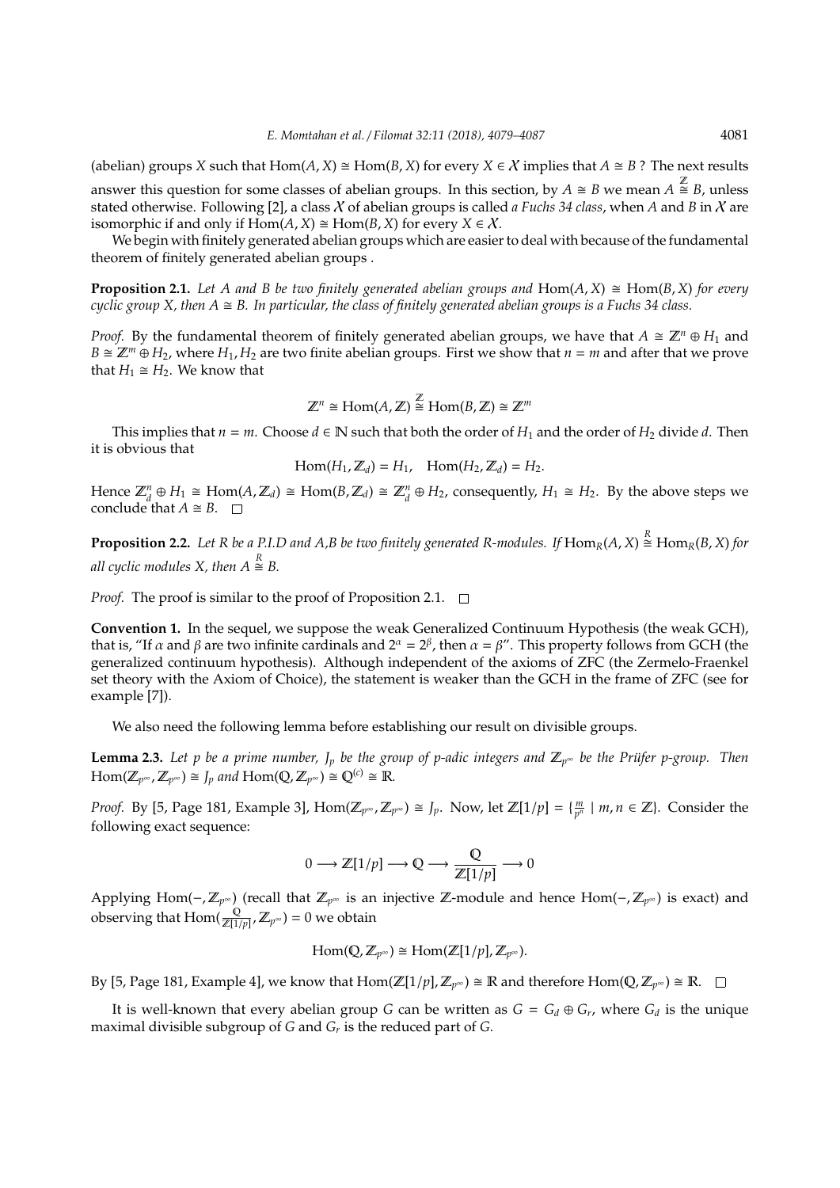(abelian) groups $X$ such that $\text{Hom}(A, X) \cong \text{Hom}(B, X)$ for every $X \in \mathcal{X}$ implies that $A \cong B$ ? The next results answer this question for some classes of abelian groups. In this section, by $A \cong B$ we mean $A \overset{\mathbb{Z}}{\cong} B$, unless stated otherwise. Following [2], a class $\mathcal{X}$ of abelian groups is called *a Fuchs 34 class*, when $A$ and $B$ in $\mathcal{X}$ are isomorphic if and only if $\text{Hom}(A, X) \cong \text{Hom}(B, X)$ for every $X \in \mathcal{X}$.

We begin with finitely generated abelian groups which are easier to deal with because of the fundamental theorem of finitely generated abelian groups .

**Proposition 2.1.** *Let $A$ and $B$ be two finitely generated abelian groups and $\text{Hom}(A, X) \cong \text{Hom}(B, X)$ for every cyclic group $X$, then $A \cong B$. In particular, the class of finitely generated abelian groups is a Fuchs 34 class.*

*Proof.* By the fundamental theorem of finitely generated abelian groups, we have that $A \cong \mathbb{Z}^n \oplus H_1$ and $B \cong \mathbb{Z}^m \oplus H_2$, where $H_1, H_2$ are two finite abelian groups. First we show that $n = m$ and after that we prove that $H_1 \cong H_2$. We know that

$$\mathbb{Z}^n \cong \text{Hom}(A, \mathbb{Z}) \overset{\mathbb{Z}}{\cong} \text{Hom}(B, \mathbb{Z}) \cong \mathbb{Z}^m$$

This implies that $n = m$. Choose $d \in \mathbb{N}$ such that both the order of $H_1$ and the order of $H_2$ divide $d$. Then it is obvious that

$$\text{Hom}(H_1, \mathbb{Z}_d) = H_1, \quad \text{Hom}(H_2, \mathbb{Z}_d) = H_2.$$

Hence $\mathbb{Z}_d^n \oplus H_1 \cong \text{Hom}(A, \mathbb{Z}_d) \cong \text{Hom}(B, \mathbb{Z}_d) \cong \mathbb{Z}_d^n \oplus H_2$, consequently, $H_1 \cong H_2$. By the above steps we conclude that $A \cong B$. $\square$

**Proposition 2.2.** *Let $R$ be a P.I.D and $A$,$B$ be two finitely generated $R$-modules. If $\text{Hom}_R(A, X) \overset{R}{\cong} \text{Hom}_R(B, X)$ for all cyclic modules $X$, then $A \overset{R}{\cong} B$.*

*Proof.* The proof is similar to the proof of Proposition 2.1. $\square$

**Convention 1.** In the sequel, we suppose the weak Generalized Continuum Hypothesis (the weak GCH), that is, "If $\alpha$ and $\beta$ are two infinite cardinals and $2^\alpha = 2^\beta$, then $\alpha = \beta$". This property follows from GCH (the generalized continuum hypothesis). Although independent of the axioms of ZFC (the Zermelo-Fraenkel set theory with the Axiom of Choice), the statement is weaker than the GCH in the frame of ZFC (see for example [7]).

We also need the following lemma before establishing our result on divisible groups.

**Lemma 2.3.** *Let $p$ be a prime number, $J_p$ be the group of p-adic integers and $\mathbb{Z}_{p^\infty}$ be the Prüfer p-group. Then $\text{Hom}(\mathbb{Z}_{p^\infty}, \mathbb{Z}_{p^\infty}) \cong J_p$ and $\text{Hom}(\mathbb{Q}, \mathbb{Z}_{p^\infty}) \cong \mathbb{Q}^{(c)} \cong \mathbb{R}$.*

*Proof.* By [5, Page 181, Example 3], $\text{Hom}(\mathbb{Z}_{p^\infty}, \mathbb{Z}_{p^\infty}) \cong J_p$. Now, let $\mathbb{Z}[1/p] = \{\frac{m}{p^n} \mid m, n \in \mathbb{Z}\}$. Consider the following exact sequence:

$$0 \longrightarrow \mathbb{Z}[1/p] \longrightarrow \mathbb{Q} \longrightarrow \frac{\mathbb{Q}}{\mathbb{Z}[1/p]} \longrightarrow 0$$

Applying $\text{Hom}(-, \mathbb{Z}_{p^\infty})$ (recall that $\mathbb{Z}_{p^\infty}$ is an injective $\mathbb{Z}$-module and hence $\text{Hom}(-, \mathbb{Z}_{p^\infty})$ is exact) and observing that $\text{Hom}(\frac{\mathbb{Q}}{\mathbb{Z}[1/p]}, \mathbb{Z}_{p^\infty}) = 0$ we obtain

$$\text{Hom}(\mathbb{Q}, \mathbb{Z}_{p^\infty}) \cong \text{Hom}(\mathbb{Z}[1/p], \mathbb{Z}_{p^\infty}).$$

By [5, Page 181, Example 4], we know that $\text{Hom}(\mathbb{Z}[1/p], \mathbb{Z}_{p^\infty}) \cong \mathbb{R}$ and therefore $\text{Hom}(\mathbb{Q}, \mathbb{Z}_{p^\infty}) \cong \mathbb{R}$. $\square$

It is well-known that every abelian group $G$ can be written as $G = G_d \oplus G_r$, where $G_d$ is the unique maximal divisible subgroup of $G$ and $G_r$ is the reduced part of $G$.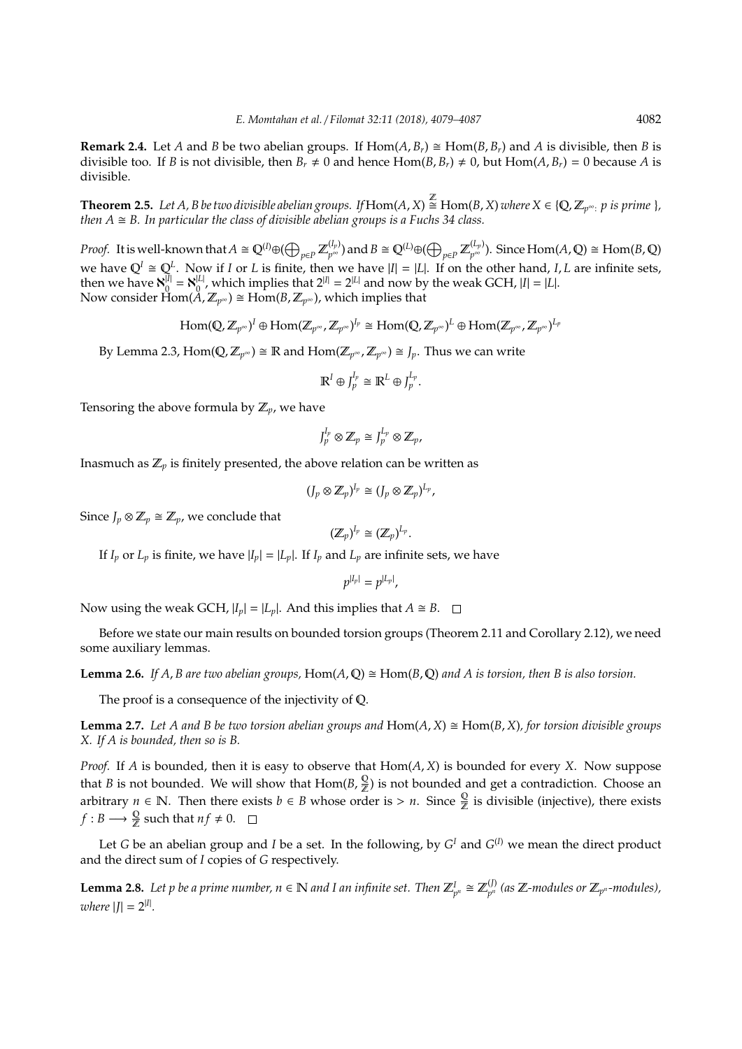**Remark 2.4.** Let $A$ and $B$ be two abelian groups. If $\mathrm{Hom}(A, B_r) \cong \mathrm{Hom}(B, B_r)$ and $A$ is divisible, then $B$ is divisible too. If $B$ is not divisible, then $B_r \neq 0$ and hence $\mathrm{Hom}(B, B_r) \neq 0$, but $\mathrm{Hom}(A, B_r) = 0$ because $A$ is divisible.

**Theorem 2.5.** *Let $A, B$ be two divisible abelian groups. If $\mathrm{Hom}(A, X) \overset{\mathbb{Z}}{\cong} \mathrm{Hom}(B, X)$ where $X \in \{\mathbb{Q}, \mathbb{Z}_{p^\infty}\colon p \text{ is prime }\}$, then $A \cong B$. In particular the class of divisible abelian groups is a Fuchs 34 class.*

*Proof.* It is well-known that $A \cong \mathbb{Q}^{(I)} \oplus (\bigoplus_{p \in P} \mathbb{Z}_{p^\infty}^{(I_p)})$ and $B \cong \mathbb{Q}^{(L)} \oplus (\bigoplus_{p \in P} \mathbb{Z}_{p^\infty}^{(L_p)})$. Since $\mathrm{Hom}(A, \mathbb{Q}) \cong \mathrm{Hom}(B, \mathbb{Q})$ we have $\mathbb{Q}^I \cong \mathbb{Q}^L$. Now if $I$ or $L$ is finite, then we have $|I| = |L|$. If on the other hand, $I, L$ are infinite sets, then we have $\aleph_0^{|I|} = \aleph_0^{|L|}$, which implies that $2^{|I|} = 2^{|L|}$ and now by the weak GCH, $|I| = |L|$.
Now consider $\mathrm{Hom}(A, \mathbb{Z}_{p^\infty}) \cong \mathrm{Hom}(B, \mathbb{Z}_{p^\infty})$, which implies that

$$\mathrm{Hom}(\mathbb{Q}, \mathbb{Z}_{p^\infty})^I \oplus \mathrm{Hom}(\mathbb{Z}_{p^\infty}, \mathbb{Z}_{p^\infty})^{I_p} \cong \mathrm{Hom}(\mathbb{Q}, \mathbb{Z}_{p^\infty})^L \oplus \mathrm{Hom}(\mathbb{Z}_{p^\infty}, \mathbb{Z}_{p^\infty})^{L_p}$$

By Lemma 2.3, $\mathrm{Hom}(\mathbb{Q}, \mathbb{Z}_{p^\infty}) \cong \mathbb{R}$ and $\mathrm{Hom}(\mathbb{Z}_{p^\infty}, \mathbb{Z}_{p^\infty}) \cong J_p$. Thus we can write

$$\mathbb{R}^I \oplus J_p^{I_p} \cong \mathbb{R}^L \oplus J_p^{L_p}.$$

Tensoring the above formula by $\mathbb{Z}_p$, we have

$$J_p^{I_p} \otimes \mathbb{Z}_p \cong J_p^{L_p} \otimes \mathbb{Z}_p,$$

Inasmuch as $\mathbb{Z}_p$ is finitely presented, the above relation can be written as

$$(J_p \otimes \mathbb{Z}_p)^{I_p} \cong (J_p \otimes \mathbb{Z}_p)^{L_p},$$

Since $J_p \otimes \mathbb{Z}_p \cong \mathbb{Z}_p$, we conclude that

$$(\mathbb{Z}_p)^{I_p} \cong (\mathbb{Z}_p)^{L_p}.$$

If $I_p$ or $L_p$ is finite, we have $|I_p| = |L_p|$. If $I_p$ and $L_p$ are infinite sets, we have

$$p^{|I_p|} = p^{|L_p|},$$

Now using the weak GCH, $|I_p| = |L_p|$. And this implies that $A \cong B$. $\square$

Before we state our main results on bounded torsion groups (Theorem 2.11 and Corollary 2.12), we need some auxiliary lemmas.

**Lemma 2.6.** *If $A, B$ are two abelian groups, $\mathrm{Hom}(A, \mathbb{Q}) \cong \mathrm{Hom}(B, \mathbb{Q})$ and $A$ is torsion, then $B$ is also torsion.*

The proof is a consequence of the injectivity of $\mathbb{Q}$.

**Lemma 2.7.** *Let $A$ and $B$ be two torsion abelian groups and $\mathrm{Hom}(A, X) \cong \mathrm{Hom}(B, X)$, for torsion divisible groups $X$. If $A$ is bounded, then so is $B$.*

*Proof.* If $A$ is bounded, then it is easy to observe that $\mathrm{Hom}(A, X)$ is bounded for every $X$. Now suppose that $B$ is not bounded. We will show that $\mathrm{Hom}(B, \frac{\mathbb{Q}}{\mathbb{Z}})$ is not bounded and get a contradiction. Choose an arbitrary $n \in \mathbb{N}$. Then there exists $b \in B$ whose order is $> n$. Since $\frac{\mathbb{Q}}{\mathbb{Z}}$ is divisible (injective), there exists $f : B \longrightarrow \frac{\mathbb{Q}}{\mathbb{Z}}$ such that $nf \neq 0$. $\square$

Let $G$ be an abelian group and $I$ be a set. In the following, by $G^I$ and $G^{(I)}$ we mean the direct product and the direct sum of $I$ copies of $G$ respectively.

**Lemma 2.8.** *Let $p$ be a prime number, $n \in \mathbb{N}$ and $I$ an infinite set. Then $\mathbb{Z}_{p^n}^I \cong \mathbb{Z}_{p^n}^{(J)}$ (as $\mathbb{Z}$-modules or $\mathbb{Z}_{p^n}$-modules), where $|J| = 2^{|I|}$.*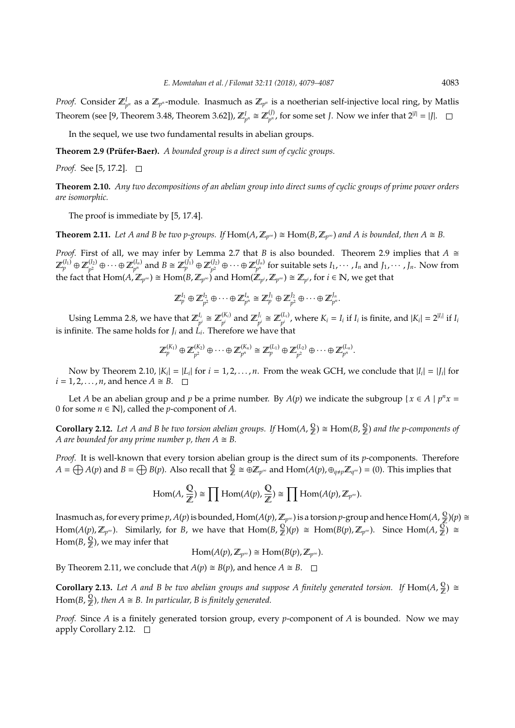*Proof.* Consider $\mathbb{Z}_{p^n}^I$ as a $\mathbb{Z}_{p^n}$-module. Inasmuch as $\mathbb{Z}_{p^n}$ is a noetherian self-injective local ring, by Matlis Theorem (see [9, Theorem 3.48, Theorem 3.62]), $\mathbb{Z}_{p^n}^I \cong \mathbb{Z}_{p^n}^{(J)}$, for some set $J$. Now we infer that $2^{|I|} = |J|$. $\square$

In the sequel, we use two fundamental results in abelian groups.

**Theorem 2.9 (Prüfer-Baer).** *A bounded group is a direct sum of cyclic groups.*

*Proof.* See [5, 17.2]. $\square$

**Theorem 2.10.** *Any two decompositions of an abelian group into direct sums of cyclic groups of prime power orders are isomorphic.*

The proof is immediate by [5, 17.4].

**Theorem 2.11.** *Let $A$ and $B$ be two $p$-groups. If $\mathrm{Hom}(A, \mathbb{Z}_{p^\infty}) \cong \mathrm{Hom}(B, \mathbb{Z}_{p^\infty})$ and $A$ is bounded, then $A \cong B$.*

*Proof.* First of all, we may infer by Lemma 2.7 that $B$ is also bounded. Theorem 2.9 implies that $A \cong \mathbb{Z}_p^{(I_1)} \oplus \mathbb{Z}_{p^2}^{(I_2)} \oplus \cdots \oplus \mathbb{Z}_{p^n}^{(I_n)}$ and $B \cong \mathbb{Z}_p^{(J_1)} \oplus \mathbb{Z}_{p^2}^{(J_2)} \oplus \cdots \oplus \mathbb{Z}_{p^n}^{(J_n)}$ for suitable sets $I_1, \cdots, I_n$ and $J_1, \cdots, J_n$. Now from the fact that $\mathrm{Hom}(A, \mathbb{Z}_{p^\infty}) \cong \mathrm{Hom}(B, \mathbb{Z}_{p^\infty})$ and $\mathrm{Hom}(\mathbb{Z}_{p^i}, \mathbb{Z}_{p^\infty}) \cong \mathbb{Z}_{p^i}$, for $i \in \mathbb{N}$, we get that

$$\mathbb{Z}_p^{I_1} \oplus \mathbb{Z}_{p^2}^{I_2} \oplus \cdots \oplus \mathbb{Z}_{p^n}^{I_n} \cong \mathbb{Z}_p^{J_1} \oplus \mathbb{Z}_{p^2}^{J_2} \oplus \cdots \oplus \mathbb{Z}_{p^n}^{J_n}.$$

Using Lemma 2.8, we have that $\mathbb{Z}_{p^i}^{I_i} \cong \mathbb{Z}_{p^i}^{(K_i)}$ and $\mathbb{Z}_{p^i}^{J_i} \cong \mathbb{Z}_{p^i}^{(L_i)}$, where $K_i = I_i$ if $I_i$ is finite, and $|K_i| = 2^{|I_i|}$ if $I_i$ is infinite. The same holds for $J_i$ and $L_i$. Therefore we have that

$$\mathbb{Z}_p^{(K_1)} \oplus \mathbb{Z}_{p^2}^{(K_2)} \oplus \cdots \oplus \mathbb{Z}_{p^n}^{(K_n)} \cong \mathbb{Z}_p^{(L_1)} \oplus \mathbb{Z}_{p^2}^{(L_2)} \oplus \cdots \oplus \mathbb{Z}_{p^n}^{(L_n)}.$$

Now by Theorem 2.10, $|K_i| = |L_i|$ for $i = 1, 2, \ldots, n$. From the weak GCH, we conclude that $|I_i| = |J_i|$ for $i = 1, 2, \ldots, n$, and hence $A \cong B$. $\square$

Let $A$ be an abelian group and $p$ be a prime number. By $A(p)$ we indicate the subgroup $\{x \in A \mid p^n x = 0 \text{ for some } n \in \mathbb{N}\}$, called the $p$-component of $A$.

**Corollary 2.12.** *Let $A$ and $B$ be two torsion abelian groups. If $\mathrm{Hom}(A, \frac{\mathbb{Q}}{\mathbb{Z}}) \cong \mathrm{Hom}(B, \frac{\mathbb{Q}}{\mathbb{Z}})$ and the $p$-components of $A$ are bounded for any prime number $p$, then $A \cong B$.*

*Proof.* It is well-known that every torsion abelian group is the direct sum of its $p$-components. Therefore $A = \bigoplus A(p)$ and $B = \bigoplus B(p)$. Also recall that $\frac{\mathbb{Q}}{\mathbb{Z}} \cong \oplus \mathbb{Z}_{p^\infty}$ and $\mathrm{Hom}(A(p), \oplus_{q \neq p} \mathbb{Z}_{q^\infty}) = (0)$. This implies that

$$\mathrm{Hom}(A, \frac{\mathbb{Q}}{\mathbb{Z}}) \cong \prod \mathrm{Hom}(A(p), \frac{\mathbb{Q}}{\mathbb{Z}}) \cong \prod \mathrm{Hom}(A(p), \mathbb{Z}_{p^\infty}).$$

Inasmuch as, for every prime $p$, $A(p)$ is bounded, $\mathrm{Hom}(A(p), \mathbb{Z}_{p^\infty})$ is a torsion $p$-group and hence $\mathrm{Hom}(A, \frac{\mathbb{Q}}{\mathbb{Z}})(p) \cong \mathrm{Hom}(A(p), \mathbb{Z}_{p^\infty})$. Similarly, for $B$, we have that $\mathrm{Hom}(B, \frac{\mathbb{Q}}{\mathbb{Z}})(p) \cong \mathrm{Hom}(B(p), \mathbb{Z}_{p^\infty})$. Since $\mathrm{Hom}(A, \frac{\mathbb{Q}}{\mathbb{Z}}) \cong \mathrm{Hom}(B, \frac{\mathbb{Q}}{\mathbb{Z}})$, we may infer that

$$\mathrm{Hom}(A(p), \mathbb{Z}_{p^\infty}) \cong \mathrm{Hom}(B(p), \mathbb{Z}_{p^\infty}).$$

By Theorem 2.11, we conclude that $A(p) \cong B(p)$, and hence $A \cong B$. $\square$

**Corollary 2.13.** *Let $A$ and $B$ be two abelian groups and suppose $A$ finitely generated torsion. If $\mathrm{Hom}(A, \frac{\mathbb{Q}}{\mathbb{Z}}) \cong \mathrm{Hom}(B, \frac{\mathbb{Q}}{\mathbb{Z}})$, then $A \cong B$. In particular, $B$ is finitely generated.*

*Proof.* Since $A$ is a finitely generated torsion group, every $p$-component of $A$ is bounded. Now we may apply Corollary 2.12. $\square$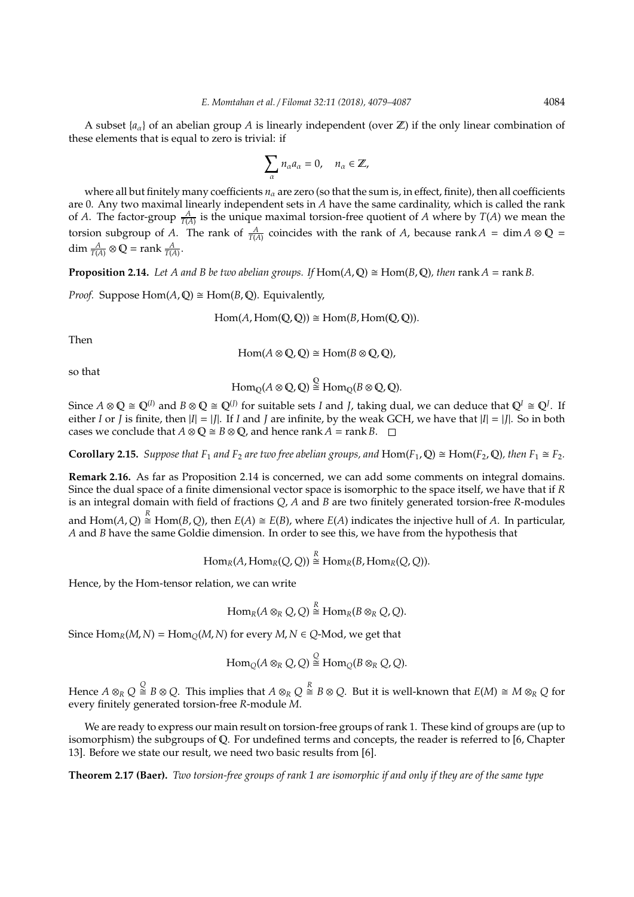A subset $\{a_\alpha\}$ of an abelian group $A$ is linearly independent (over $\mathbb{Z}$) if the only linear combination of these elements that is equal to zero is trivial: if

$$\sum_\alpha n_\alpha a_\alpha = 0, \quad n_\alpha \in \mathbb{Z},$$

where all but finitely many coefficients $n_\alpha$ are zero (so that the sum is, in effect, finite), then all coefficients are 0. Any two maximal linearly independent sets in $A$ have the same cardinality, which is called the rank of $A$. The factor-group $\frac{A}{T(A)}$ is the unique maximal torsion-free quotient of $A$ where by $T(A)$ we mean the torsion subgroup of $A$. The rank of $\frac{A}{T(A)}$ coincides with the rank of $A$, because $\operatorname{rank} A = \dim A \otimes \mathbb{Q} = \dim \frac{A}{T(A)} \otimes \mathbb{Q} = \operatorname{rank} \frac{A}{T(A)}$.

**Proposition 2.14.** *Let $A$ and $B$ be two abelian groups. If $\operatorname{Hom}(A, \mathbb{Q}) \cong \operatorname{Hom}(B, \mathbb{Q})$, then $\operatorname{rank} A = \operatorname{rank} B$.*

*Proof.* Suppose $\operatorname{Hom}(A, \mathbb{Q}) \cong \operatorname{Hom}(B, \mathbb{Q})$. Equivalently,

$$\operatorname{Hom}(A, \operatorname{Hom}(\mathbb{Q}, \mathbb{Q})) \cong \operatorname{Hom}(B, \operatorname{Hom}(\mathbb{Q}, \mathbb{Q})).$$

Then

$$\operatorname{Hom}(A \otimes \mathbb{Q}, \mathbb{Q}) \cong \operatorname{Hom}(B \otimes \mathbb{Q}, \mathbb{Q}),$$

so that

$$\operatorname{Hom}_{\mathbb{Q}}(A \otimes \mathbb{Q}, \mathbb{Q}) \overset{\mathbb{Q}}{\cong} \operatorname{Hom}_{\mathbb{Q}}(B \otimes \mathbb{Q}, \mathbb{Q}).$$

Since $A \otimes \mathbb{Q} \cong \mathbb{Q}^{(I)}$ and $B \otimes \mathbb{Q} \cong \mathbb{Q}^{(J)}$ for suitable sets $I$ and $J$, taking dual, we can deduce that $\mathbb{Q}^I \cong \mathbb{Q}^J$. If either $I$ or $J$ is finite, then $|I| = |J|$. If $I$ and $J$ are infinite, by the weak GCH, we have that $|I| = |J|$. So in both cases we conclude that $A \otimes \mathbb{Q} \cong B \otimes \mathbb{Q}$, and hence $\operatorname{rank} A = \operatorname{rank} B$. $\square$

**Corollary 2.15.** *Suppose that $F_1$ and $F_2$ are two free abelian groups, and $\operatorname{Hom}(F_1, \mathbb{Q}) \cong \operatorname{Hom}(F_2, \mathbb{Q})$, then $F_1 \cong F_2$.*

**Remark 2.16.** As far as Proposition 2.14 is concerned, we can add some comments on integral domains. Since the dual space of a finite dimensional vector space is isomorphic to the space itself, we have that if $R$ is an integral domain with field of fractions $Q$, $A$ and $B$ are two finitely generated torsion-free $R$-modules and $\operatorname{Hom}(A, Q) \overset{R}{\cong} \operatorname{Hom}(B, Q)$, then $E(A) \cong E(B)$, where $E(A)$ indicates the injective hull of $A$. In particular, $A$ and $B$ have the same Goldie dimension. In order to see this, we have from the hypothesis that

$$\operatorname{Hom}_R(A, \operatorname{Hom}_R(Q, Q)) \overset{R}{\cong} \operatorname{Hom}_R(B, \operatorname{Hom}_R(Q, Q)).$$

Hence, by the Hom-tensor relation, we can write

$$\operatorname{Hom}_R(A \otimes_R Q, Q) \overset{R}{\cong} \operatorname{Hom}_R(B \otimes_R Q, Q).$$

Since $\operatorname{Hom}_R(M, N) = \operatorname{Hom}_Q(M, N)$ for every $M, N \in Q$-Mod, we get that

$$\operatorname{Hom}_Q(A \otimes_R Q, Q) \overset{Q}{\cong} \operatorname{Hom}_Q(B \otimes_R Q, Q).$$

Hence $A \otimes_R Q \overset{Q}{\cong} B \otimes Q$. This implies that $A \otimes_R Q \overset{R}{\cong} B \otimes Q$. But it is well-known that $E(M) \cong M \otimes_R Q$ for every finitely generated torsion-free $R$-module $M$.

We are ready to express our main result on torsion-free groups of rank 1. These kind of groups are (up to isomorphism) the subgroups of $\mathbb{Q}$. For undefined terms and concepts, the reader is referred to [6, Chapter 13]. Before we state our result, we need two basic results from [6].

**Theorem 2.17 (Baer).** *Two torsion-free groups of rank 1 are isomorphic if and only if they are of the same type*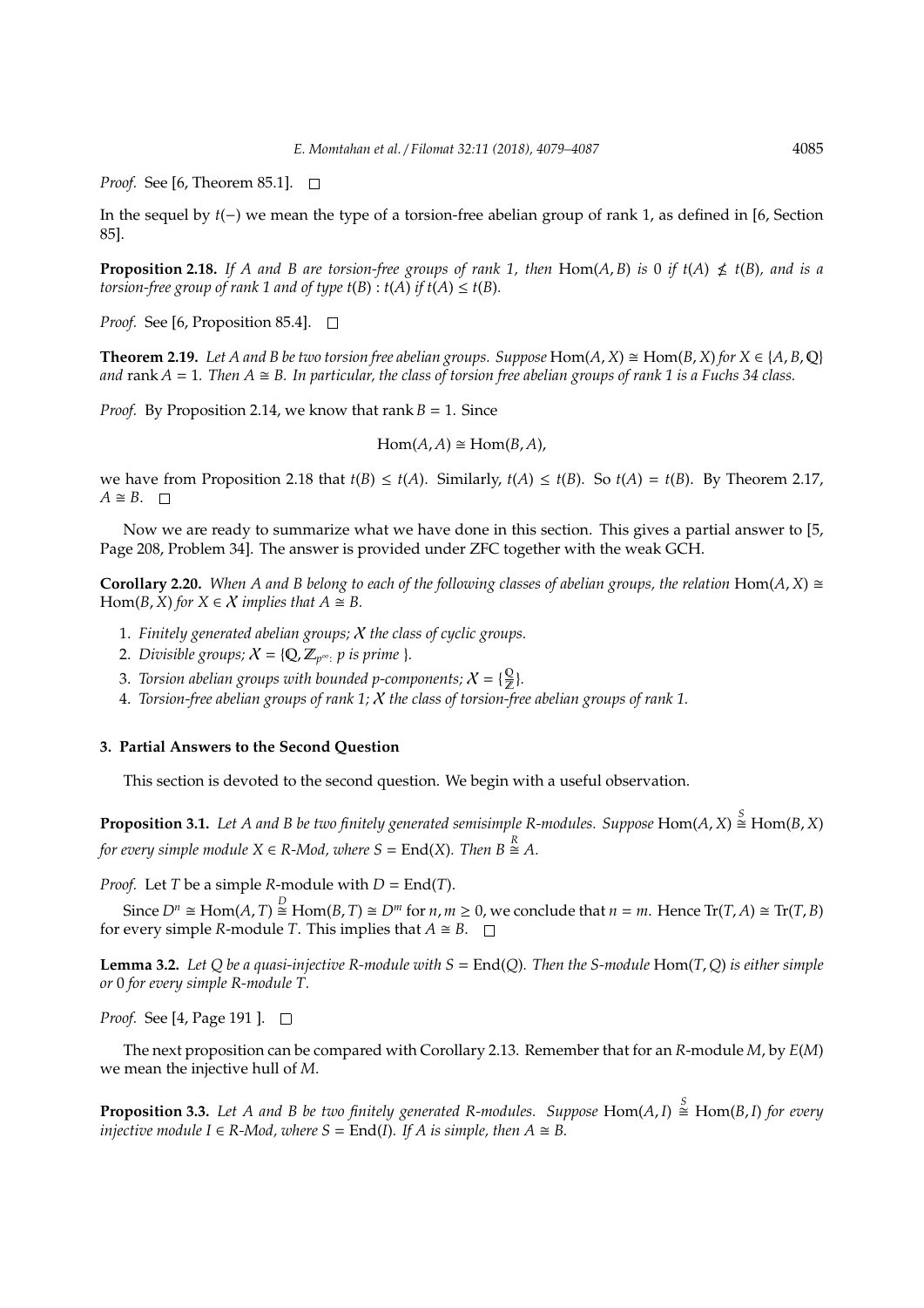*Proof.* See [6, Theorem 85.1]. □

In the sequel by $t(-)$ we mean the type of a torsion-free abelian group of rank 1, as defined in [6, Section 85].

**Proposition 2.18.** *If $A$ and $B$ are torsion-free groups of rank 1, then $\mathrm{Hom}(A, B)$ is 0 if $t(A) \nleq t(B)$, and is a torsion-free group of rank 1 and of type $t(B) : t(A)$ if $t(A) \leq t(B)$.*

*Proof.* See [6, Proposition 85.4]. □

**Theorem 2.19.** *Let $A$ and $B$ be two torsion free abelian groups. Suppose $\mathrm{Hom}(A, X) \cong \mathrm{Hom}(B, X)$ for $X \in \{A, B, \mathbb{Q}\}$ and $\mathrm{rank}\, A = 1$. Then $A \cong B$. In particular, the class of torsion free abelian groups of rank 1 is a Fuchs 34 class.*

*Proof.* By Proposition 2.14, we know that $\mathrm{rank}\, B = 1$. Since

$$\mathrm{Hom}(A, A) \cong \mathrm{Hom}(B, A),$$

we have from Proposition 2.18 that $t(B) \leq t(A)$. Similarly, $t(A) \leq t(B)$. So $t(A) = t(B)$. By Theorem 2.17, $A \cong B$. □

Now we are ready to summarize what we have done in this section. This gives a partial answer to [5, Page 208, Problem 34]. The answer is provided under ZFC together with the weak GCH.

**Corollary 2.20.** *When $A$ and $B$ belong to each of the following classes of abelian groups, the relation $\mathrm{Hom}(A, X) \cong \mathrm{Hom}(B, X)$ for $X \in \mathcal{X}$ implies that $A \cong B$.*

1. *Finitely generated abelian groups; $\mathcal{X}$ the class of cyclic groups.*
2. *Divisible groups; $\mathcal{X} = \{\mathbb{Q}, \mathbb{Z}_{p^\infty} : p \text{ is prime}\}$.*
3. *Torsion abelian groups with bounded $p$-components; $\mathcal{X} = \{\frac{\mathbb{Q}}{\mathbb{Z}}\}$.*
4. *Torsion-free abelian groups of rank 1; $\mathcal{X}$ the class of torsion-free abelian groups of rank 1.*

## 3. Partial Answers to the Second Question

This section is devoted to the second question. We begin with a useful observation.

**Proposition 3.1.** *Let $A$ and $B$ be two finitely generated semisimple $R$-modules. Suppose $\mathrm{Hom}(A, X) \overset{S}{\cong} \mathrm{Hom}(B, X)$ for every simple module $X \in R$-Mod, where $S = \mathrm{End}(X)$. Then $B \overset{R}{\cong} A$.*

*Proof.* Let $T$ be a simple $R$-module with $D = \mathrm{End}(T)$.

Since $D^n \cong \mathrm{Hom}(A, T) \overset{D}{\cong} \mathrm{Hom}(B, T) \cong D^m$ for $n, m \geq 0$, we conclude that $n = m$. Hence $\mathrm{Tr}(T, A) \cong \mathrm{Tr}(T, B)$ for every simple $R$-module $T$. This implies that $A \cong B$. □

**Lemma 3.2.** *Let $Q$ be a quasi-injective $R$-module with $S = \mathrm{End}(Q)$. Then the $S$-module $\mathrm{Hom}(T, Q)$ is either simple or 0 for every simple $R$-module $T$.*

*Proof.* See [4, Page 191 ]. □

The next proposition can be compared with Corollary 2.13. Remember that for an $R$-module $M$, by $E(M)$ we mean the injective hull of $M$.

**Proposition 3.3.** *Let $A$ and $B$ be two finitely generated $R$-modules. Suppose $\mathrm{Hom}(A, I) \overset{S}{\cong} \mathrm{Hom}(B, I)$ for every injective module $I \in R$-Mod, where $S = \mathrm{End}(I)$. If $A$ is simple, then $A \cong B$.*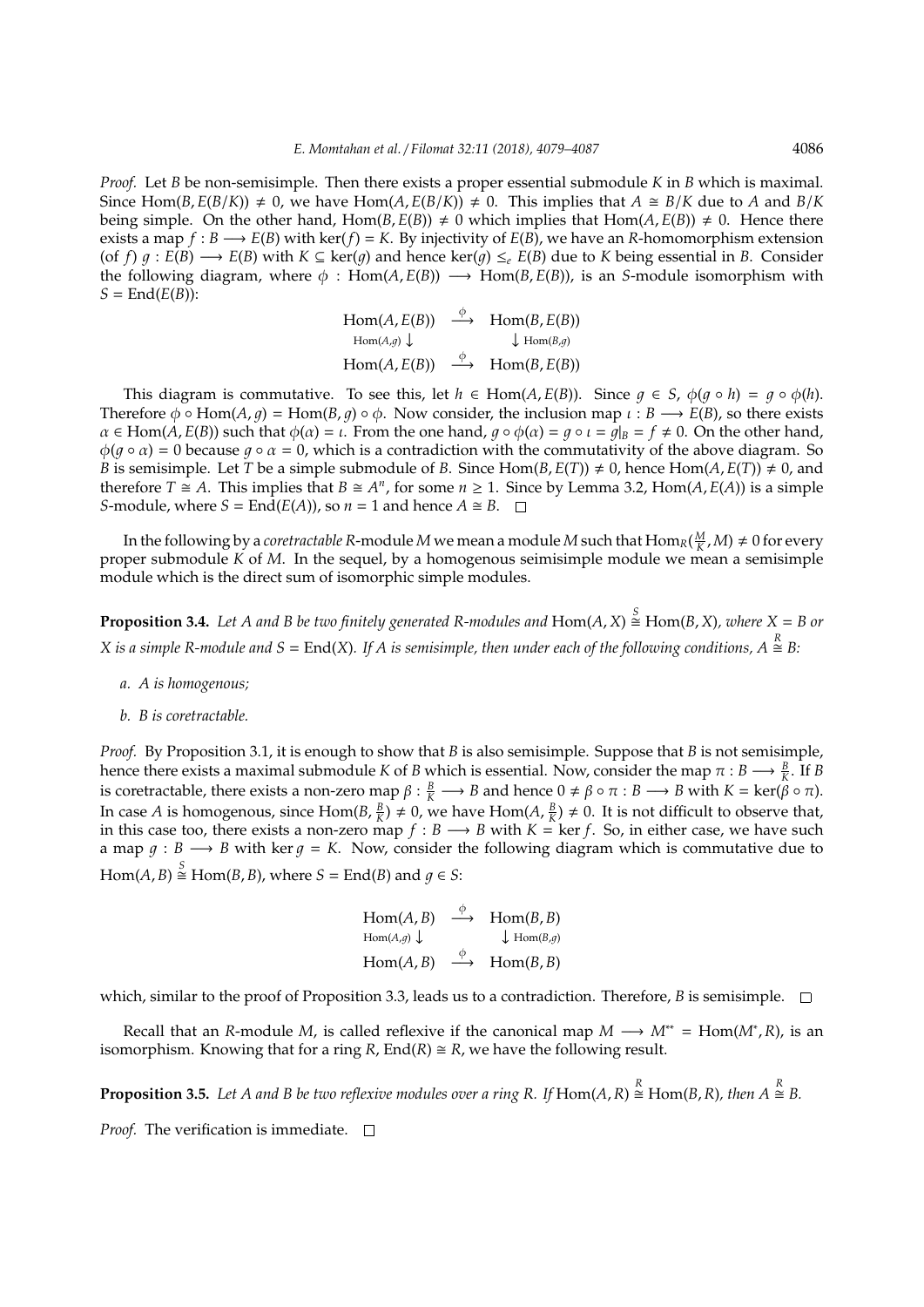*Proof.* Let $B$ be non-semisimple. Then there exists a proper essential submodule $K$ in $B$ which is maximal. Since $\text{Hom}(B, E(B/K)) \neq 0$, we have $\text{Hom}(A, E(B/K)) \neq 0$. This implies that $A \cong B/K$ due to $A$ and $B/K$ being simple. On the other hand, $\text{Hom}(B, E(B)) \neq 0$ which implies that $\text{Hom}(A, E(B)) \neq 0$. Hence there exists a map $f : B \longrightarrow E(B)$ with $\ker(f) = K$. By injectivity of $E(B)$, we have an $R$-homomorphism extension (of $f$) $g : E(B) \longrightarrow E(B)$ with $K \subseteq \ker(g)$ and hence $\ker(g) \leq_e E(B)$ due to $K$ being essential in $B$. Consider the following diagram, where $\phi : \text{Hom}(A, E(B)) \longrightarrow \text{Hom}(B, E(B))$, is an $S$-module isomorphism with $S = \text{End}(E(B))$:

$$\begin{array}{ccc} \text{Hom}(A, E(B)) & \xrightarrow{\phi} & \text{Hom}(B, E(B)) \\ {\scriptstyle \text{Hom}(A,g)} \downarrow & & \downarrow {\scriptstyle \text{Hom}(B,g)} \\ \text{Hom}(A, E(B)) & \xrightarrow{\phi} & \text{Hom}(B, E(B)) \end{array}$$

This diagram is commutative. To see this, let $h \in \text{Hom}(A, E(B))$. Since $g \in S$, $\phi(g \circ h) = g \circ \phi(h)$. Therefore $\phi \circ \text{Hom}(A, g) = \text{Hom}(B, g) \circ \phi$. Now consider, the inclusion map $\iota : B \longrightarrow E(B)$, so there exists $\alpha \in \text{Hom}(A, E(B))$ such that $\phi(\alpha) = \iota$. From the one hand, $g \circ \phi(\alpha) = g \circ \iota = g|_B = f \neq 0$. On the other hand, $\phi(g \circ \alpha) = 0$ because $g \circ \alpha = 0$, which is a contradiction with the commutativity of the above diagram. So $B$ is semisimple. Let $T$ be a simple submodule of $B$. Since $\text{Hom}(B, E(T)) \neq 0$, hence $\text{Hom}(A, E(T)) \neq 0$, and therefore $T \cong A$. This implies that $B \cong A^n$, for some $n \geq 1$. Since by Lemma 3.2, $\text{Hom}(A, E(A))$ is a simple $S$-module, where $S = \text{End}(E(A))$, so $n = 1$ and hence $A \cong B$. $\square$

In the following by a *coretractable* $R$-module $M$ we mean a module $M$ such that $\text{Hom}_R(\frac{M}{K}, M) \neq 0$ for every proper submodule $K$ of $M$. In the sequel, by a homogenous seimisimple module we mean a semisimple module which is the direct sum of isomorphic simple modules.

**Proposition 3.4.** *Let $A$ and $B$ be two finitely generated $R$-modules and $\text{Hom}(A, X) \overset{S}{\cong} \text{Hom}(B, X)$, where $X = B$ or $X$ is a simple $R$-module and $S = \text{End}(X)$. If $A$ is semisimple, then under each of the following conditions, $A \overset{R}{\cong} B$:*

*a. $A$ is homogenous;*

*b. $B$ is coretractable.*

*Proof.* By Proposition 3.1, it is enough to show that $B$ is also semisimple. Suppose that $B$ is not semisimple, hence there exists a maximal submodule $K$ of $B$ which is essential. Now, consider the map $\pi : B \longrightarrow \frac{B}{K}$. If $B$ is coretractable, there exists a non-zero map $\beta : \frac{B}{K} \longrightarrow B$ and hence $0 \neq \beta \circ \pi : B \longrightarrow B$ with $K = \ker(\beta \circ \pi)$. In case $A$ is homogenous, since $\text{Hom}(B, \frac{B}{K}) \neq 0$, we have $\text{Hom}(A, \frac{B}{K}) \neq 0$. It is not difficult to observe that, in this case too, there exists a non-zero map $f : B \longrightarrow B$ with $K = \ker f$. So, in either case, we have such a map $g : B \longrightarrow B$ with $\ker g = K$. Now, consider the following diagram which is commutative due to $\text{Hom}(A, B) \overset{S}{\cong} \text{Hom}(B, B)$, where $S = \text{End}(B)$ and $g \in S$:

$$\begin{array}{ccc} \text{Hom}(A, B) & \xrightarrow{\phi} & \text{Hom}(B, B) \\ {\scriptstyle \text{Hom}(A,g)} \downarrow & & \downarrow {\scriptstyle \text{Hom}(B,g)} \\ \text{Hom}(A, B) & \xrightarrow{\phi} & \text{Hom}(B, B) \end{array}$$

which, similar to the proof of Proposition 3.3, leads us to a contradiction. Therefore, $B$ is semisimple. $\square$

Recall that an $R$-module $M$, is called reflexive if the canonical map $M \longrightarrow M^{**} = \text{Hom}(M^*, R)$, is an isomorphism. Knowing that for a ring $R$, $\text{End}(R) \cong R$, we have the following result.

**Proposition 3.5.** *Let $A$ and $B$ be two reflexive modules over a ring $R$. If $\text{Hom}(A, R) \overset{R}{\cong} \text{Hom}(B, R)$, then $A \overset{R}{\cong} B$.*

*Proof.* The verification is immediate. $\square$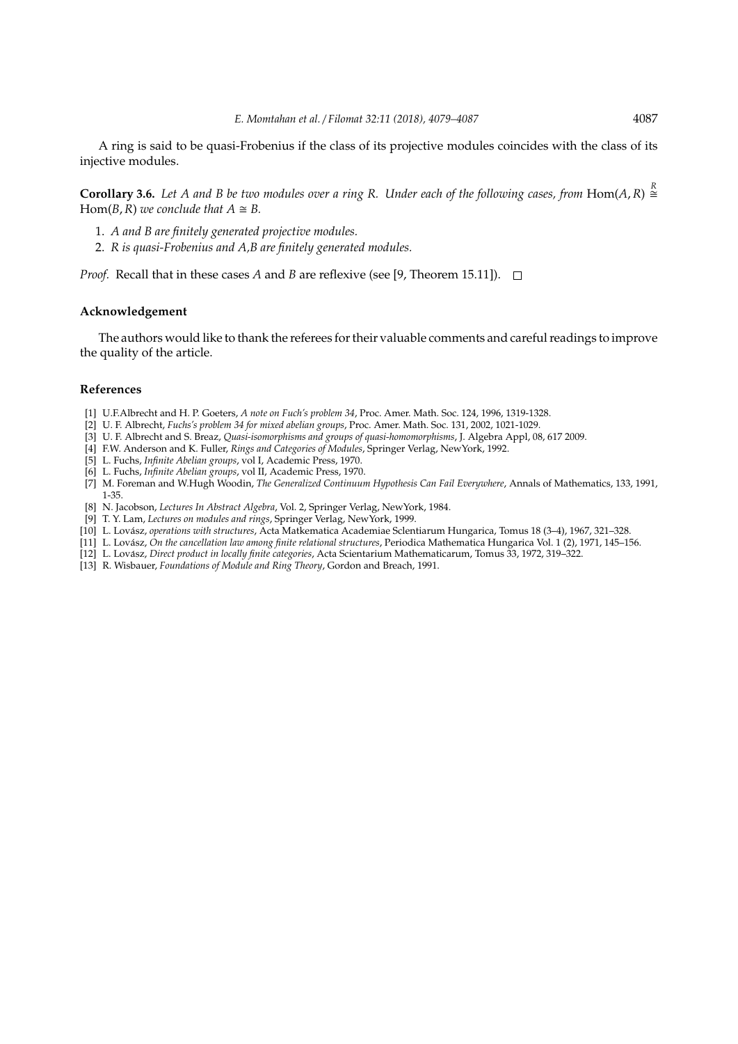A ring is said to be quasi-Frobenius if the class of its projective modules coincides with the class of its injective modules.

**Corollary 3.6.** *Let $A$ and $B$ be two modules over a ring $R$. Under each of the following cases, from* $\mathrm{Hom}(A, R) \overset{R}{\cong} \mathrm{Hom}(B, R)$ *we conclude that $A \cong B$.*

1. *$A$ and $B$ are finitely generated projective modules.*
2. *$R$ is quasi-Frobenius and $A$,$B$ are finitely generated modules.*

*Proof.* Recall that in these cases $A$ and $B$ are reflexive (see [9, Theorem 15.11]). □

## Acknowledgement

The authors would like to thank the referees for their valuable comments and careful readings to improve the quality of the article.

## References

[1] U.F.Albrecht and H. P. Goeters, *A note on Fuch's problem 34*, Proc. Amer. Math. Soc. 124, 1996, 1319-1328.

[2] U. F. Albrecht, *Fuchs's problem 34 for mixed abelian groups*, Proc. Amer. Math. Soc. 131, 2002, 1021-1029.

[3] U. F. Albrecht and S. Breaz, *Quasi-isomorphisms and groups of quasi-homomorphisms*, J. Algebra Appl, 08, 617 2009.

[4] F.W. Anderson and K. Fuller, *Rings and Categories of Modules*, Springer Verlag, NewYork, 1992.

[5] L. Fuchs, *Infinite Abelian groups*, vol I, Academic Press, 1970.

[6] L. Fuchs, *Infinite Abelian groups*, vol II, Academic Press, 1970.

[7] M. Foreman and W.Hugh Woodin, *The Generalized Continuum Hypothesis Can Fail Everywhere*, Annals of Mathematics, 133, 1991, 1-35.

[8] N. Jacobson, *Lectures In Abstract Algebra*, Vol. 2, Springer Verlag, NewYork, 1984.

[9] T. Y. Lam, *Lectures on modules and rings*, Springer Verlag, NewYork, 1999.

[10] L. Lovász, *operations with structures*, Acta Matkematica Academiae Sclentiarum Hungarica, Tomus 18 (3–4), 1967, 321–328.

[11] L. Lovász, *On the cancellation law among finite relational structures*, Periodica Mathematica Hungarica Vol. 1 (2), 1971, 145–156.

[12] L. Lovász, *Direct product in locally finite categories*, Acta Scientarium Mathematicarum, Tomus 33, 1972, 319–322.

[13] R. Wisbauer, *Foundations of Module and Ring Theory*, Gordon and Breach, 1991.